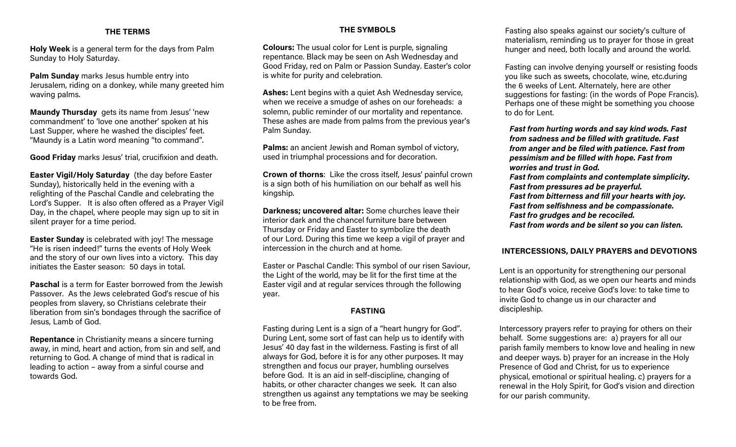## THE TERMS

**Holy Week** is a general term for the days from Palm Sunday to Holy Saturday.

**Palm Sunday** marks Jesus humble entry into Jerusalem, riding on a donkey, while many greeted him waving palms.

**Maundy Thursday** gets its name from Jesus' 'new commandment' to 'love one another' spoken at his Last Supper, where he washed the disciples' feet. "Maundy is a Latin word meaning "to command".

**Good Friday** marks Jesus' trial, crucifixion and death.

**Easter Vigil/Holy Saturday** (the day before Easter Sunday), historically held in the evening with a relighting of the Paschal Candle and celebrating the Lord's Supper. It is also often offered as a Prayer Vigil Day, in the chapel, where people may sign up to sit in silent prayer for a time period.

**Easter Sunday** is celebrated with joy! The message "He is risen indeed!" turns the events of Holy Week and the story of our own lives into a victory. This day initiates the Easter season: 50 days in total.

**Paschal** is a term for Easter borrowed from the Jewish Passover. As the Jews celebrated God's rescue of his peoples from slavery, so Christians celebrate their liberation from sin's bondages through the sacrifice of Jesus, Lamb of God.

**Repentance** in Christianity means a sincere turning away, in mind, heart and action, from sin and self, and returning to God. A change of mind that is radical in leading to action – away from a sinful course and towards God.

## THE SYMBOLS

**Colours:** The usual color for Lent is purple, signaling repentance. Black may be seen on Ash Wednesday and Good Friday, red on Palm or Passion Sunday. Easter's color is white for purity and celebration.

**Ashes:** Lent begins with a quiet Ash Wednesday service, when we receive a smudge of ashes on our foreheads: a solemn, public reminder of our mortality and repentance. These ashes are made from palms from the previous year's Palm Sunday.

**Palms:** an ancient Jewish and Roman symbol of victory, used in triumphal processions and for decoration.

**Crown of thorns**: Like the cross itself, Jesus' painful crown is a sign both of his humiliation on our behalf as well his kingship.

**Darkness; uncovered altar:** Some churches leave their interior dark and the chancel furniture bare between Thursday or Friday and Easter to symbolize the death of our Lord. During this time we keep a vigil of prayer and intercession in the church and at home.

Easter or Paschal Candle: This symbol of our risen Saviour, the Light of the world, may be lit for the first time at the Easter vigil and at regular services through the following year.

## FASTING

Fasting during Lent is a sign of a "heart hungry for God". During Lent, some sort of fast can help us to identify with Jesus' 40 day fast in the wilderness. Fasting is first of all always for God, before it is for any other purposes. It may strengthen and focus our prayer, humbling ourselves before God. It is an aid in self-discipline, changing of habits, or other character changes we seek. It can also strengthen us against any temptations we may be seeking to be free from.

Fasting also speaks against our society's culture of materialism, reminding us to prayer for those in great hunger and need, both locally and around the world.

Fasting can involve denying yourself or resisting foods you like such as sweets, chocolate, wine, etc.during the 6 weeks of Lent. Alternately, here are other suggestions for fasting: (in the words of Pope Francis). Perhaps one of these might be something you choose to do for Lent.

***Fast from hurting words and say kind wods. Fast from sadness and be filled with gratitude. Fast from anger and be filed with patience. Fast from pessimism and be filled with hope. Fast from worries and trust in God.***
***Fast from complaints and contemplate simplicity.***
***Fast from pressures ad be prayerful.***
***Fast from bitterness and fill your hearts with joy.***
***Fast from selfishness and be compassionate.***
***Fast fro grudges and be recociled.***
***Fast from words and be silent so you can listen.***

## INTERCESSIONS, DAILY PRAYERS and DEVOTIONS

Lent is an opportunity for strengthening our personal relationship with God, as we open our hearts and minds to hear God's voice, receive God's love: to take time to invite God to change us in our character and discipleship.

Intercessory prayers refer to praying for others on their behalf. Some suggestions are: a) prayers for all our parish family members to know love and healing in new and deeper ways. b) prayer for an increase in the Holy Presence of God and Christ, for us to experience physical, emotional or spiritual healing. c) prayers for a renewal in the Holy Spirit, for God's vision and direction for our parish community.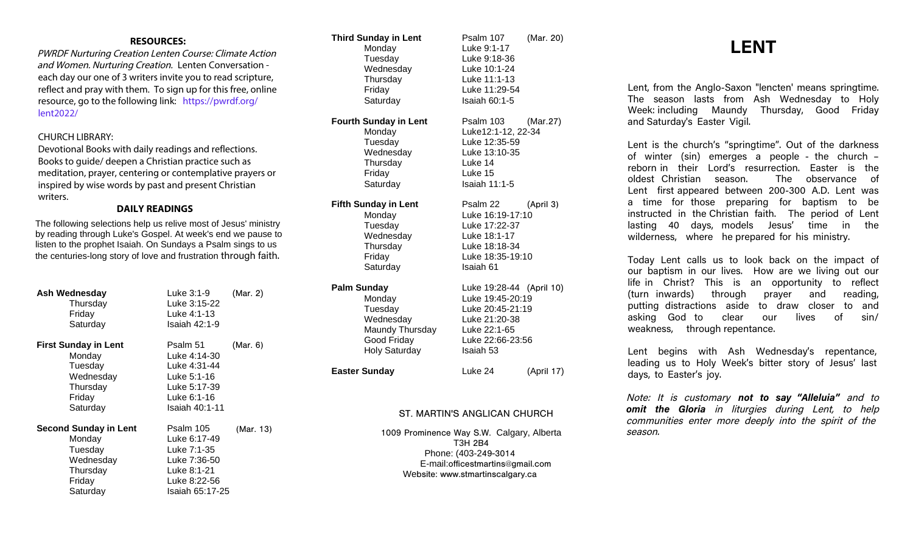**RESOURCES:**

*PWRDF Nurturing Creation Lenten Course: Climate Action and Women. Nurturing Creation.* Lenten Conversation - each day our one of 3 writers invite you to read scripture, reflect and pray with them. To sign up for this free, online resource, go to the following link: https://pwrdf.org/lent2022/

CHURCH LIBRARY:

Devotional Books with daily readings and reflections. Books to guide/ deepen a Christian practice such as meditation, prayer, centering or contemplative prayers or inspired by wise words by past and present Christian writers.

**DAILY READINGS**

The following selections help us relive most of Jesus' ministry by reading through Luke's Gospel. At week's end we pause to listen to the prophet Isaiah. On Sundays a Psalm sings to us the centuries-long story of love and frustration through faith.

| | | |
|---|---|---|
| **Ash Wednesday** | Luke 3:1-9 | (Mar. 2) |
| Thursday | Luke 3:15-22 | |
| Friday | Luke 4:1-13 | |
| Saturday | Isaiah 42:1-9 | |
| **First Sunday in Lent** | Psalm 51 | (Mar. 6) |
| Monday | Luke 4:14-30 | |
| Tuesday | Luke 4:31-44 | |
| Wednesday | Luke 5:1-16 | |
| Thursday | Luke 5:17-39 | |
| Friday | Luke 6:1-16 | |
| Saturday | Isaiah 40:1-11 | |
| **Second Sunday in Lent** | Psalm 105 | (Mar. 13) |
| Monday | Luke 6:17-49 | |
| Tuesday | Luke 7:1-35 | |
| Wednesday | Luke 7:36-50 | |
| Thursday | Luke 8:1-21 | |
| Friday | Luke 8:22-56 | |
| Saturday | Isaiah 65:17-25 | |
| **Third Sunday in Lent** | Psalm 107 | (Mar. 20) |
| Monday | Luke 9:1-17 | |
| Tuesday | Luke 9:18-36 | |
| Wednesday | Luke 10:1-24 | |
| Thursday | Luke 11:1-13 | |
| Friday | Luke 11:29-54 | |
| Saturday | Isaiah 60:1-5 | |
| **Fourth Sunday in Lent** | Psalm 103 | (Mar.27) |
| Monday | Luke12:1-12, 22-34 | |
| Tuesday | Luke 12:35-59 | |
| Wednesday | Luke 13:10-35 | |
| Thursday | Luke 14 | |
| Friday | Luke 15 | |
| Saturday | Isaiah 11:1-5 | |
| **Fifth Sunday in Lent** | Psalm 22 | (April 3) |
| Monday | Luke 16:19-17:10 | |
| Tuesday | Luke 17:22-37 | |
| Wednesday | Luke 18:1-17 | |
| Thursday | Luke 18:18-34 | |
| Friday | Luke 18:35-19:10 | |
| Saturday | Isaiah 61 | |
| **Palm Sunday** | Luke 19:28-44 | (April 10) |
| Monday | Luke 19:45-20:19 | |
| Tuesday | Luke 20:45-21:19 | |
| Wednesday | Luke 21:20-38 | |
| Maundy Thursday | Luke 22:1-65 | |
| Good Friday | Luke 22:66-23:56 | |
| Holy Saturday | Isaiah 53 | |
| **Easter Sunday** | Luke 24 | (April 17) |

ST. MARTIN'S ANGLICAN CHURCH

1009 Prominence Way S.W. Calgary, Alberta
T3H 2B4
Phone: (403-249-3014
E-mail:officestmartins@gmail.com
Website: www.stmartinscalgary.ca

# LENT

Lent, from the Anglo-Saxon "lencten' means springtime. The season lasts from Ash Wednesday to Holy Week: including Maundy Thursday, Good Friday and Saturday's Easter Vigil.

Lent is the church's "springtime". Out of the darkness of winter (sin) emerges a people - the church – reborn in their Lord's resurrection. Easter is the oldest Christian season. The observance of Lent first appeared between 200-300 A.D. Lent was a time for those preparing for baptism to be instructed in the Christian faith. The period of Lent lasting 40 days, models Jesus' time in the wilderness, where he prepared for his ministry.

Today Lent calls us to look back on the impact of our baptism in our lives. How are we living out our life in Christ? This is an opportunity to reflect (turn inwards) through prayer and reading, putting distractions aside to draw closer to and asking God to clear our lives of sin/ weakness, through repentance.

Lent begins with Ash Wednesday's repentance, leading us to Holy Week's bitter story of Jesus' last days, to Easter's joy.

*Note: It is customary **not to say "Alleluia"** and to **omit the Gloria** in liturgies during Lent, to help communities enter more deeply into the spirit of the season.*